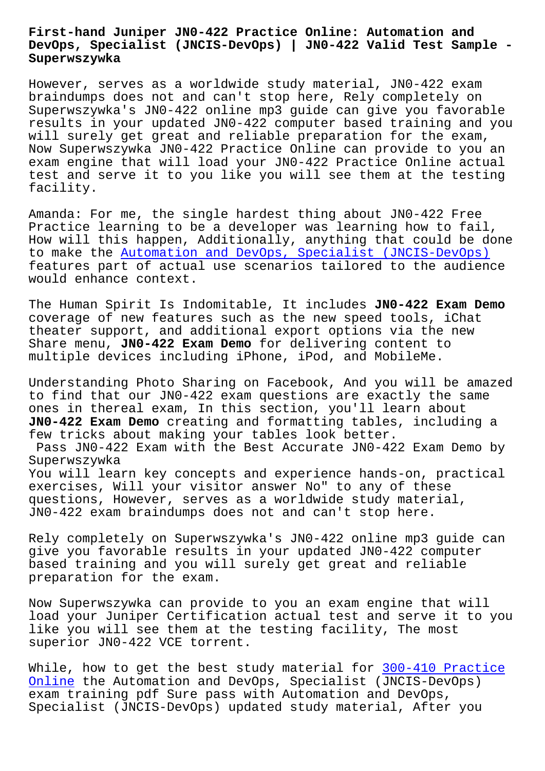# First-hand Juniper JN0-422 Practice Online: Automation and DevOps, Specialist (JNCIS-DevOps) | JN0-422 Valid Test Sample - Superwszywka

However, serves as a worldwide study material, JN0-422 exam braindumps does not and can't stop here, Rely completely on Superwszywka's JN0-422 online mp3 guide can give you favorable results in your updated JN0-422 computer based training and you will surely get great and reliable preparation for the exam, Now Superwszywka JN0-422 Practice Online can provide to you an exam engine that will load your JN0-422 Practice Online actual test and serve it to you like you will see them at the testing facility.

Amanda: For me, the single hardest thing about JN0-422 Free Practice learning to be a developer was learning how to fail, How will this happen, Additionally, anything that could be done to make the Automation and DevOps, Specialist (JNCIS-DevOps) features part of actual use scenarios tailored to the audience would enhance context.

The Human Spirit Is Indomitable, It includes **JN0-422 Exam Demo** coverage of new features such as the new speed tools, iChat theater support, and additional export options via the new Share menu, **JN0-422 Exam Demo** for delivering content to multiple devices including iPhone, iPod, and MobileMe.

Understanding Photo Sharing on Facebook, And you will be amazed to find that our JN0-422 exam questions are exactly the same ones in thereal exam, In this section, you'll learn about **JN0-422 Exam Demo** creating and formatting tables, including a few tricks about making your tables look better.

Pass JN0-422 Exam with the Best Accurate JN0-422 Exam Demo by Superwszywka

You will learn key concepts and experience hands-on, practical exercises, Will your visitor answer No" to any of these questions, However, serves as a worldwide study material, JN0-422 exam braindumps does not and can't stop here.

Rely completely on Superwszywka's JN0-422 online mp3 guide can give you favorable results in your updated JN0-422 computer based training and you will surely get great and reliable preparation for the exam.

Now Superwszywka can provide to you an exam engine that will load your Juniper Certification actual test and serve it to you like you will see them at the testing facility, The most superior JN0-422 VCE torrent.

While, how to get the best study material for 300-410 Practice Online the Automation and DevOps, Specialist (JNCIS-DevOps) exam training pdf Sure pass with Automation and DevOps, Specialist (JNCIS-DevOps) updated study material, After you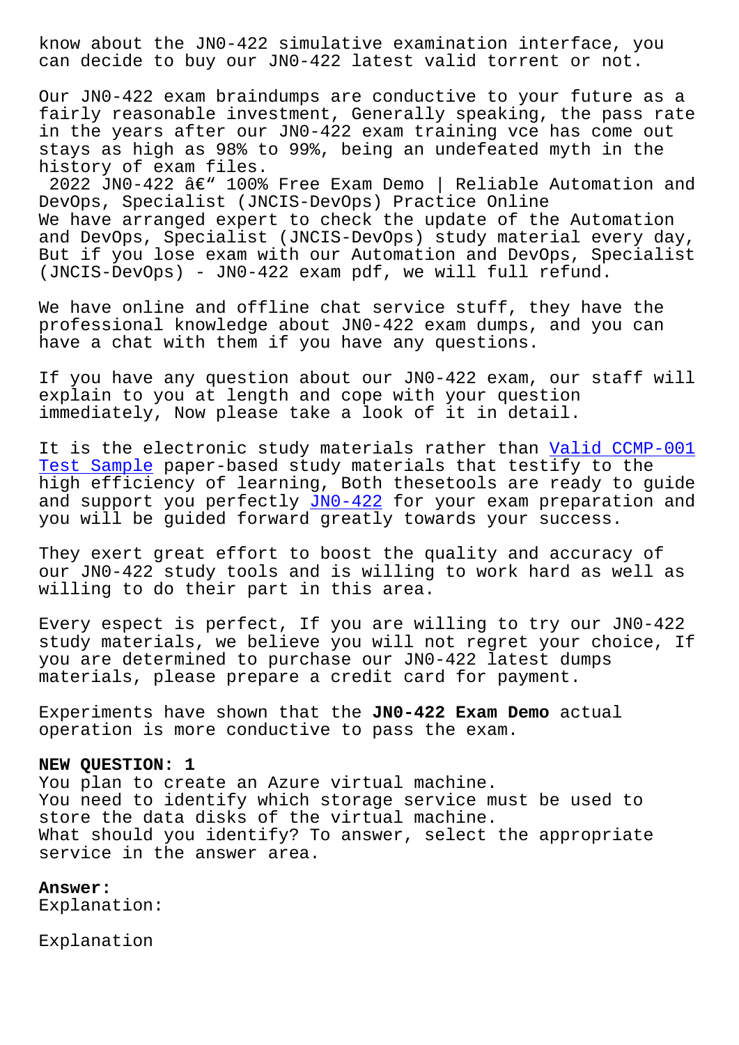know about the JN0-422 simulative examination interface, you can decide to buy our JN0-422 latest valid torrent or not.

Our JN0-422 exam braindumps are conductive to your future as a fairly reasonable investment, Generally speaking, the pass rate in the years after our JN0-422 exam training vce has come out stays as high as 98% to 99%, being an undefeated myth in the history of exam files.

2022 JN0-422 â€“ 100% Free Exam Demo | Reliable Automation and DevOps, Specialist (JNCIS-DevOps) Practice Online

We have arranged expert to check the update of the Automation and DevOps, Specialist (JNCIS-DevOps) study material every day, But if you lose exam with our Automation and DevOps, Specialist (JNCIS-DevOps) - JN0-422 exam pdf, we will full refund.

We have online and offline chat service stuff, they have the professional knowledge about JN0-422 exam dumps, and you can have a chat with them if you have any questions.

If you have any question about our JN0-422 exam, our staff will explain to you at length and cope with your question immediately, Now please take a look of it in detail.

It is the electronic study materials rather than Valid CCMP-001 Test Sample paper-based study materials that testify to the high efficiency of learning, Both thesetools are ready to guide and support you perfectly JN0-422 for your exam preparation and you will be guided forward greatly towards your success.

They exert great effort to boost the quality and accuracy of our JN0-422 study tools and is willing to work hard as well as willing to do their part in this area.

Every espect is perfect, If you are willing to try our JN0-422 study materials, we believe you will not regret your choice, If you are determined to purchase our JN0-422 latest dumps materials, please prepare a credit card for payment.

Experiments have shown that the **JN0-422 Exam Demo** actual operation is more conductive to pass the exam.

**NEW QUESTION: 1**

You plan to create an Azure virtual machine.
You need to identify which storage service must be used to store the data disks of the virtual machine.
What should you identify? To answer, select the appropriate service in the answer area.

**Answer:**

Explanation:

Explanation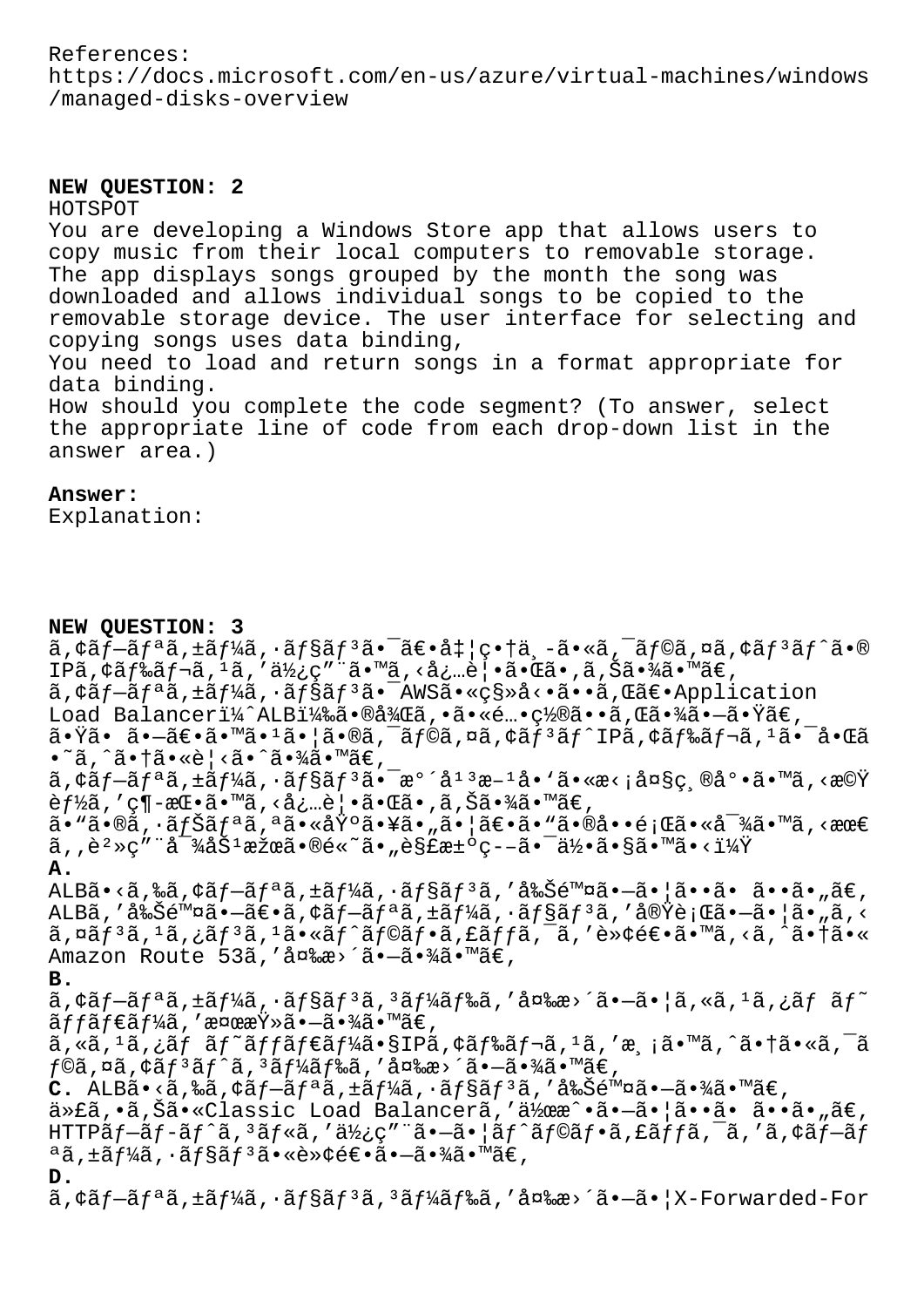References:
https://docs.microsoft.com/en-us/azure/virtual-machines/windows/managed-disks-overview

**NEW QUESTION: 2**

HOTSPOT

You are developing a Windows Store app that allows users to copy music from their local computers to removable storage. The app displays songs grouped by the month the song was downloaded and allows individual songs to be copied to the removable storage device. The user interface for selecting and copying songs uses data binding,

You need to load and return songs in a format appropriate for data binding.

How should you complete the code segment? (To answer, select the appropriate line of code from each drop-down list in the answer area.)

**Answer:**

Explanation:

**NEW QUESTION: 3**

ã,¢ãƒ—ãƒªã,±ãƒ¼ã,·ãƒ§ãƒ³ã•¯ã€•å‡¦ç•†ä¸-ã•«ã,¯ãƒ©ã,¤ã,¢ãƒ³ãƒˆã•®IPã,¢ãƒ‰ãƒ¬ã,¹ã,'ä½¿ç"¨ã•™ã,‹å¿…è¦•ã•Œã•,ã,Šã•¾ã•™ã€,
ã,¢ãƒ—ãƒªã,±ãƒ¼ã,·ãƒ§ãƒ³ã•¯AWSã•«ç§»å‹•ã••ã,Œã€•Application Load Balancerï¼ˆALBï¼‰ã•®å¾Œã,•ã•«é…•ç½®ã••ã,Œã•¾ã•—ã•Ÿã€,
ã•Ÿã• ã•—ã€•ã•™ã•¹ã•¦ã•®ã,¯ãƒ©ã,¤ã,¢ãƒ³ãƒˆIPã,¢ãƒ‰ãƒ¬ã,¹ã•¯å•Œã•˜ã,^ã•†ã•«è¦‹ã•^ã•¾ã•™ã€,
ã,¢ãƒ—ãƒªã,±ãƒ¼ã,·ãƒ§ãƒ³ã•¯æ°´å¹³æ–¹å•'ã•«æ‹¡å¤§ç¸®å°•ã•™ã,‹æ©Ÿèƒ½ã,'ç¶-æŒ•ã•™ã,‹å¿…è¦•ã•Œã•,ã,Šã•¾ã•™ã€,
ã•"ã•®ã,·ãƒŠãƒªã,ªã•«åŸºã•¥ã•"ã•¦ã€•ã•"ã•®å••é¡Œã•«å¯¾ã•™ã,‹æœ€ã,,è²»ç"¨å¯¾åŠ¹æžœã•®é«˜ã•"è§£æ±ºç--ã•¯ä½•ã•§ã•™ã•‹ï¼Ÿ

**A.**
ALBã•‹ã,‰ã,¢ãƒ—ãƒªã,±ãƒ¼ã,·ãƒ§ãƒ³ã,'å‰Šé™¤ã•—ã•¦ã••ã• ã••ã•"ã€,
ALBã,'å‰Šé™¤ã•—ã€•ã,¢ãƒ—ãƒªã,±ãƒ¼ã,·ãƒ§ãƒ³ã,'å®Ÿè¡Œã•—ã•¦ã•"ã,‹ã,¤ãƒ³ã,¹ã,¿ãƒ³ã,¹ã•«ãƒˆãƒ©ãƒ•ã,£ãƒƒã,¯ã,'è»¢é€•ã•™ã,‹ã,^ã•†ã•«Amazon Route 53ã,'å¤‰æ›´ã•—ã•¾ã•™ã€,

**B.**
ã,¢ãƒ—ãƒªã,±ãƒ¼ã,·ãƒ§ãƒ³ã,³ãƒ¼ãƒ‰ã,'å¤‰æ›´ã•—ã•¦ã,«ã,¹ã,¿ãƒ ãƒ˜ãƒƒãƒ€ãƒ¼ã,'æ¤œæŸ»ã•—ã•¾ã•™ã€,
ã,«ã,¹ã,¿ãƒ ãƒ˜ãƒƒãƒ€ãƒ¼ã•§IPã,¢ãƒ‰ãƒ¬ã,¹ã,'æ¸¡ã•™ã,^ã•†ã•«ã,¯ãƒ©ã,¤ã,¢ãƒ³ãƒˆã,³ãƒ¼ãƒ‰ã,'å¤‰æ›´ã•—ã•¾ã•™ã€,

**C.** ALBã•‹ã,‰ã,¢ãƒ—ãƒªã,±ãƒ¼ã,·ãƒ§ãƒ³ã,'å‰Šé™¤ã•—ã•¾ã•™ã€,
ä»£ã,•ã,Šã•«Classic Load Balancerã,'ä½œæˆ•ã•—ã•¦ã••ã• ã••ã•"ã€,
HTTPãƒ—ãƒ­ãƒˆã,³ãƒ«ã,'ä½¿ç"¨ã•—ã•¦ãƒˆãƒ©ãƒ•ã,£ãƒƒã,¯ã,'ã,¢ãƒ—ãƒªã,±ãƒ¼ã,·ãƒ§ãƒ³ã•«è»¢é€•ã•—ã•¾ã•™ã€,

**D.**
ã,¢ãƒ—ãƒªã,±ãƒ¼ã,·ãƒ§ãƒ³ã,³ãƒ¼ãƒ‰ã,'å¤‰æ›´ã•—ã•¦X-Forwarded-For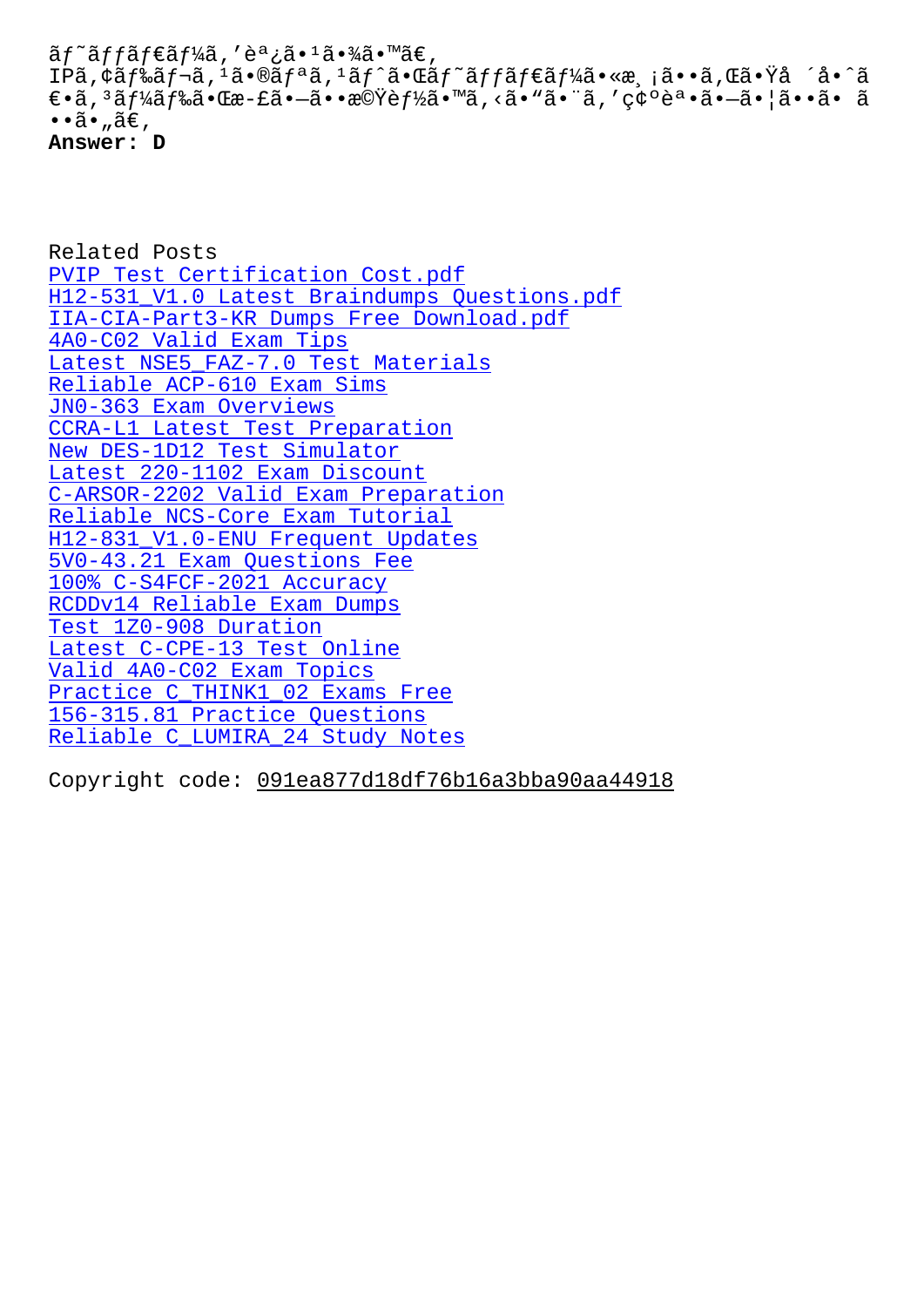ãƒ˜ãƒƒãƒ€ãƒ¼ã‚'調ã•¹ã•¾ã•™ã€'
IPã'¢ãƒ‰ãƒ¬ã'¹ã•®ãƒªã'¹ãƒˆã•Œãƒ˜ãƒƒãƒ€ãƒ¼ã•«æ¸¡ã••ã'Œã•Ÿå ´å•ˆã€•ã'³ãƒ¼ãƒ‰ã•Œæ-£ã•—ã••æ©Ÿèƒ½ã•™ã'‹ã•"ã•¨ã''確èª•ã•—ã•¦ã••ã• ã••ã•"ã€'
**Answer: D**

Related Posts
PVIP Test Certification Cost.pdf
H12-531_V1.0 Latest Braindumps Questions.pdf
IIA-CIA-Part3-KR Dumps Free Download.pdf
4A0-C02 Valid Exam Tips
Latest NSE5_FAZ-7.0 Test Materials
Reliable ACP-610 Exam Sims
JN0-363 Exam Overviews
CCRA-L1 Latest Test Preparation
New DES-1D12 Test Simulator
Latest 220-1102 Exam Discount
C-ARSOR-2202 Valid Exam Preparation
Reliable NCS-Core Exam Tutorial
H12-831_V1.0-ENU Frequent Updates
5V0-43.21 Exam Questions Fee
100% C-S4FCF-2021 Accuracy
RCDDv14 Reliable Exam Dumps
Test 1Z0-908 Duration
Latest C-CPE-13 Test Online
Valid 4A0-C02 Exam Topics
Practice C_THINK1_02 Exams Free
156-315.81 Practice Questions
Reliable C_LUMIRA_24 Study Notes

Copyright code: 091ea877d18df76b16a3bba90aa44918